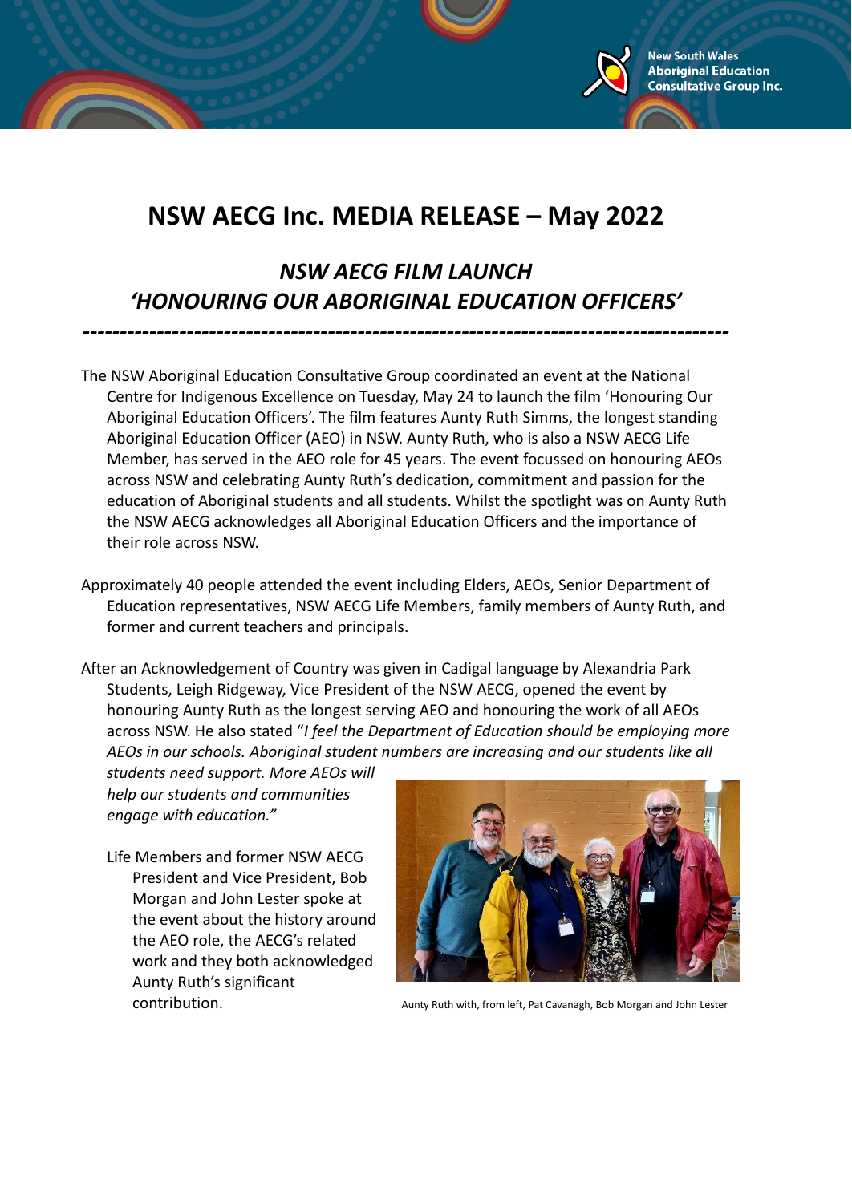# NSW AECG Inc. MEDIA RELEASE – May 2022

## *NSW AECG FILM LAUNCH*
## *'HONOURING OUR ABORIGINAL EDUCATION OFFICERS'*

---

The NSW Aboriginal Education Consultative Group coordinated an event at the National Centre for Indigenous Excellence on Tuesday, May 24 to launch the film 'Honouring Our Aboriginal Education Officers'. The film features Aunty Ruth Simms, the longest standing Aboriginal Education Officer (AEO) in NSW. Aunty Ruth, who is also a NSW AECG Life Member, has served in the AEO role for 45 years. The event focussed on honouring AEOs across NSW and celebrating Aunty Ruth's dedication, commitment and passion for the education of Aboriginal students and all students. Whilst the spotlight was on Aunty Ruth the NSW AECG acknowledges all Aboriginal Education Officers and the importance of their role across NSW.

Approximately 40 people attended the event including Elders, AEOs, Senior Department of Education representatives, NSW AECG Life Members, family members of Aunty Ruth, and former and current teachers and principals.

After an Acknowledgement of Country was given in Cadigal language by Alexandria Park Students, Leigh Ridgeway, Vice President of the NSW AECG, opened the event by honouring Aunty Ruth as the longest serving AEO and honouring the work of all AEOs across NSW. He also stated "*I feel the Department of Education should be employing more AEOs in our schools. Aboriginal student numbers are increasing and our students like all students need support. More AEOs will help our students and communities engage with education."*

Life Members and former NSW AECG President and Vice President, Bob Morgan and John Lester spoke at the event about the history around the AEO role, the AECG's related work and they both acknowledged Aunty Ruth's significant contribution.

Aunty Ruth with, from left, Pat Cavanagh, Bob Morgan and John Lester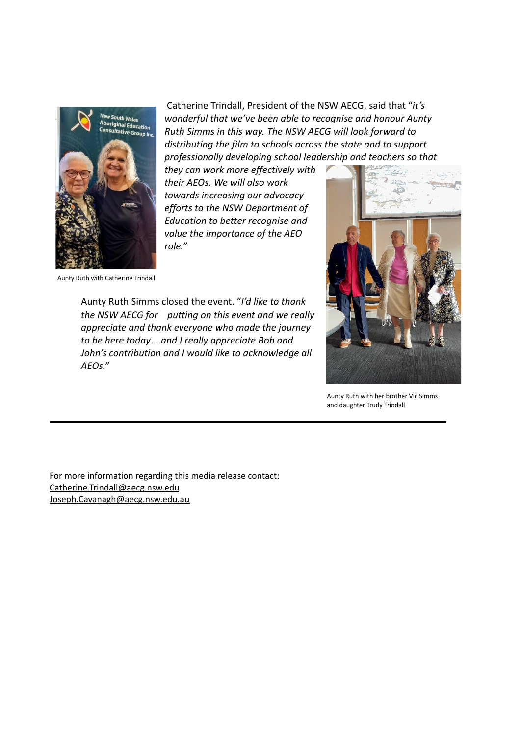Catherine Trindall, President of the NSW AECG, said that "*it's wonderful that we've been able to recognise and honour Aunty Ruth Simms in this way. The NSW AECG will look forward to distributing the film to schools across the state and to support professionally developing school leadership and teachers so that they can work more effectively with their AEOs. We will also work towards increasing our advocacy efforts to the NSW Department of Education to better recognise and value the importance of the AEO role.*"

Aunty Ruth with Catherine Trindall

Aunty Ruth Simms closed the event. "*I'd like to thank the NSW AECG for putting on this event and we really appreciate and thank everyone who made the journey to be here today…and I really appreciate Bob and John's contribution and I would like to acknowledge all AEOs.*"

Aunty Ruth with her brother Vic Simms and daughter Trudy Trindall

---

For more information regarding this media release contact:
Catherine.Trindall@aecg.nsw.edu
Joseph.Cavanagh@aecg.nsw.edu.au